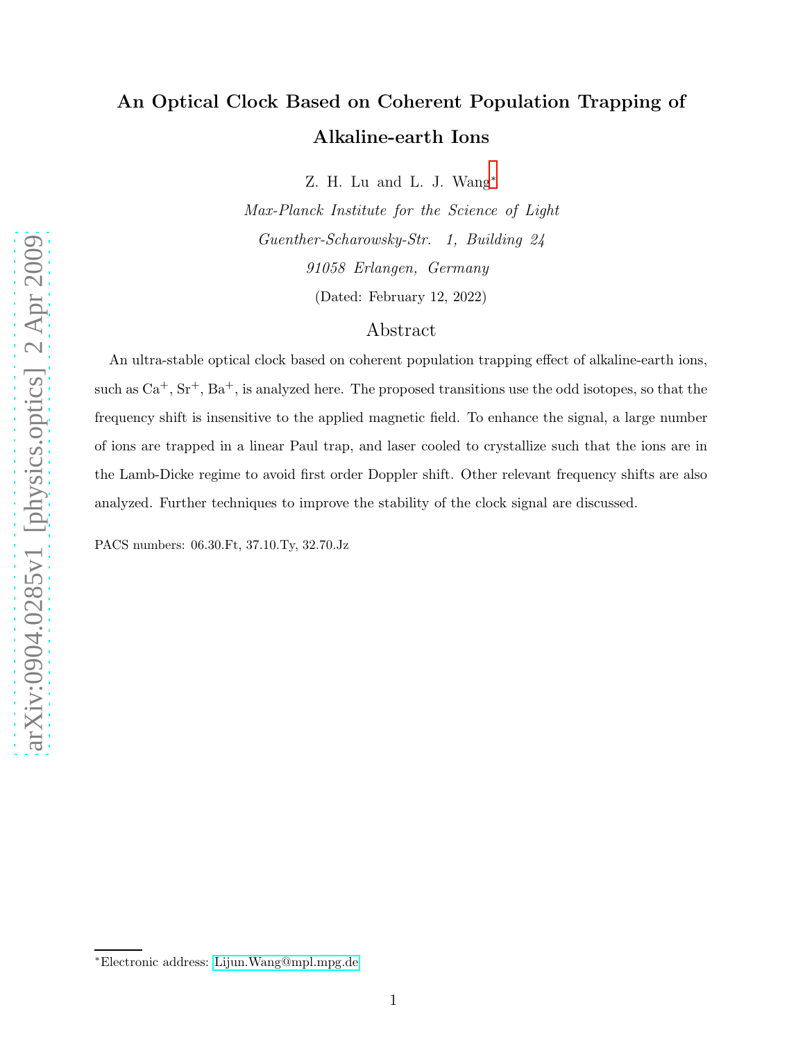# An Optical Clock Based on Coherent Population Trapping of Alkaline-earth Ions

Z. H. Lu and L. J. Wang[*]

*Max-Planck Institute for the Science of Light*
*Guenther-Scharowsky-Str. 1, Building 24*
*91058 Erlangen, Germany*

(Dated: February 12, 2022)

## Abstract

An ultra-stable optical clock based on coherent population trapping effect of alkaline-earth ions, such as $Ca^+$, $Sr^+$, $Ba^+$, is analyzed here. The proposed transitions use the odd isotopes, so that the frequency shift is insensitive to the applied magnetic field. To enhance the signal, a large number of ions are trapped in a linear Paul trap, and laser cooled to crystallize such that the ions are in the Lamb-Dicke regime to avoid first order Doppler shift. Other relevant frequency shifts are also analyzed. Further techniques to improve the stability of the clock signal are discussed.

PACS numbers: 06.30.Ft, 37.10.Ty, 32.70.Jz

[*] Electronic address: Lijun.Wang@mpl.mpg.de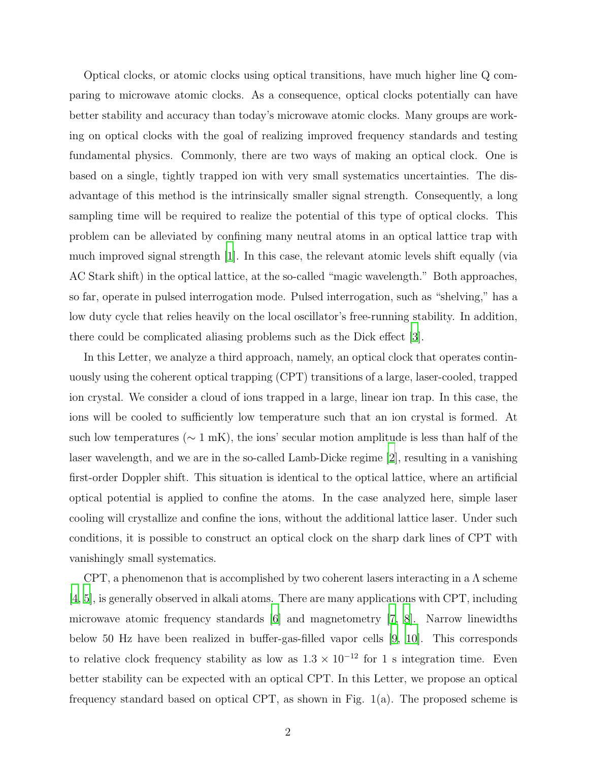Optical clocks, or atomic clocks using optical transitions, have much higher line Q comparing to microwave atomic clocks. As a consequence, optical clocks potentially can have better stability and accuracy than today's microwave atomic clocks. Many groups are working on optical clocks with the goal of realizing improved frequency standards and testing fundamental physics. Commonly, there are two ways of making an optical clock. One is based on a single, tightly trapped ion with very small systematics uncertainties. The disadvantage of this method is the intrinsically smaller signal strength. Consequently, a long sampling time will be required to realize the potential of this type of optical clocks. This problem can be alleviated by confining many neutral atoms in an optical lattice trap with much improved signal strength [1]. In this case, the relevant atomic levels shift equally (via AC Stark shift) in the optical lattice, at the so-called "magic wavelength." Both approaches, so far, operate in pulsed interrogation mode. Pulsed interrogation, such as "shelving," has a low duty cycle that relies heavily on the local oscillator's free-running stability. In addition, there could be complicated aliasing problems such as the Dick effect [3].

In this Letter, we analyze a third approach, namely, an optical clock that operates continuously using the coherent optical trapping (CPT) transitions of a large, laser-cooled, trapped ion crystal. We consider a cloud of ions trapped in a large, linear ion trap. In this case, the ions will be cooled to sufficiently low temperature such that an ion crystal is formed. At such low temperatures ($\sim$ 1 mK), the ions' secular motion amplitude is less than half of the laser wavelength, and we are in the so-called Lamb-Dicke regime [2], resulting in a vanishing first-order Doppler shift. This situation is identical to the optical lattice, where an artificial optical potential is applied to confine the atoms. In the case analyzed here, simple laser cooling will crystallize and confine the ions, without the additional lattice laser. Under such conditions, it is possible to construct an optical clock on the sharp dark lines of CPT with vanishingly small systematics.

CPT, a phenomenon that is accomplished by two coherent lasers interacting in a $\Lambda$ scheme [4, 5], is generally observed in alkali atoms. There are many applications with CPT, including microwave atomic frequency standards [6] and magnetometry [7, 8]. Narrow linewidths below 50 Hz have been realized in buffer-gas-filled vapor cells [9, 10]. This corresponds to relative clock frequency stability as low as $1.3 \times 10^{-12}$ for 1 s integration time. Even better stability can be expected with an optical CPT. In this Letter, we propose an optical frequency standard based on optical CPT, as shown in Fig. 1(a). The proposed scheme is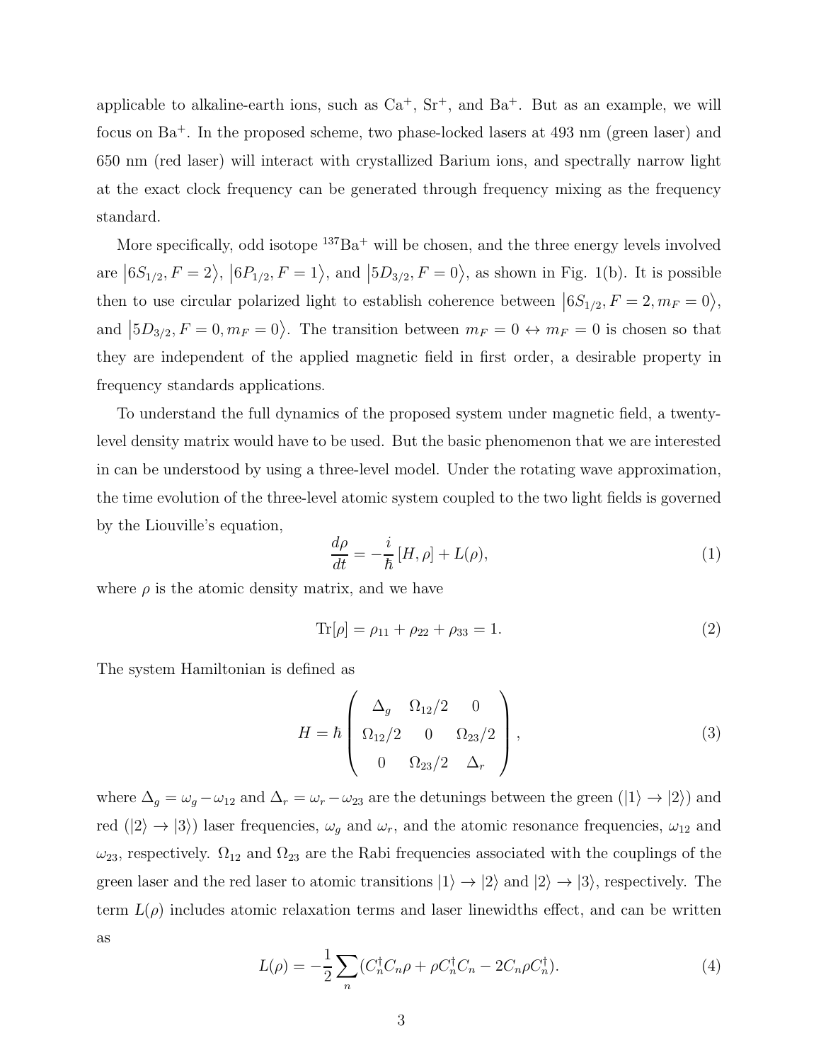applicable to alkaline-earth ions, such as $Ca^+$, $Sr^+$, and $Ba^+$. But as an example, we will focus on $Ba^+$. In the proposed scheme, two phase-locked lasers at 493 nm (green laser) and 650 nm (red laser) will interact with crystallized Barium ions, and spectrally narrow light at the exact clock frequency can be generated through frequency mixing as the frequency standard.

More specifically, odd isotope $^{137}Ba^+$ will be chosen, and the three energy levels involved are $|6S_{1/2}, F=2\rangle$, $|6P_{1/2}, F=1\rangle$, and $|5D_{3/2}, F=0\rangle$, as shown in Fig. 1(b). It is possible then to use circular polarized light to establish coherence between $|6S_{1/2}, F=2, m_F=0\rangle$, and $|5D_{3/2}, F=0, m_F=0\rangle$. The transition between $m_F = 0 \leftrightarrow m_F = 0$ is chosen so that they are independent of the applied magnetic field in first order, a desirable property in frequency standards applications.

To understand the full dynamics of the proposed system under magnetic field, a twenty-level density matrix would have to be used. But the basic phenomenon that we are interested in can be understood by using a three-level model. Under the rotating wave approximation, the time evolution of the three-level atomic system coupled to the two light fields is governed by the Liouville's equation,

$$\frac{d\rho}{dt} = -\frac{i}{\hbar}[H, \rho] + L(\rho), \tag{1}$$

where $\rho$ is the atomic density matrix, and we have

$$\text{Tr}[\rho] = \rho_{11} + \rho_{22} + \rho_{33} = 1. \tag{2}$$

The system Hamiltonian is defined as

$$H = \hbar \begin{pmatrix} \Delta_g & \Omega_{12}/2 & 0 \\ \Omega_{12}/2 & 0 & \Omega_{23}/2 \\ 0 & \Omega_{23}/2 & \Delta_r \end{pmatrix}, \tag{3}$$

where $\Delta_g = \omega_g - \omega_{12}$ and $\Delta_r = \omega_r - \omega_{23}$ are the detunings between the green ($|1\rangle \rightarrow |2\rangle$) and red ($|2\rangle \rightarrow |3\rangle$) laser frequencies, $\omega_g$ and $\omega_r$, and the atomic resonance frequencies, $\omega_{12}$ and $\omega_{23}$, respectively. $\Omega_{12}$ and $\Omega_{23}$ are the Rabi frequencies associated with the couplings of the green laser and the red laser to atomic transitions $|1\rangle \rightarrow |2\rangle$ and $|2\rangle \rightarrow |3\rangle$, respectively. The term $L(\rho)$ includes atomic relaxation terms and laser linewidths effect, and can be written as

$$L(\rho) = -\frac{1}{2}\sum_n (C_n^\dagger C_n \rho + \rho C_n^\dagger C_n - 2C_n \rho C_n^\dagger). \tag{4}$$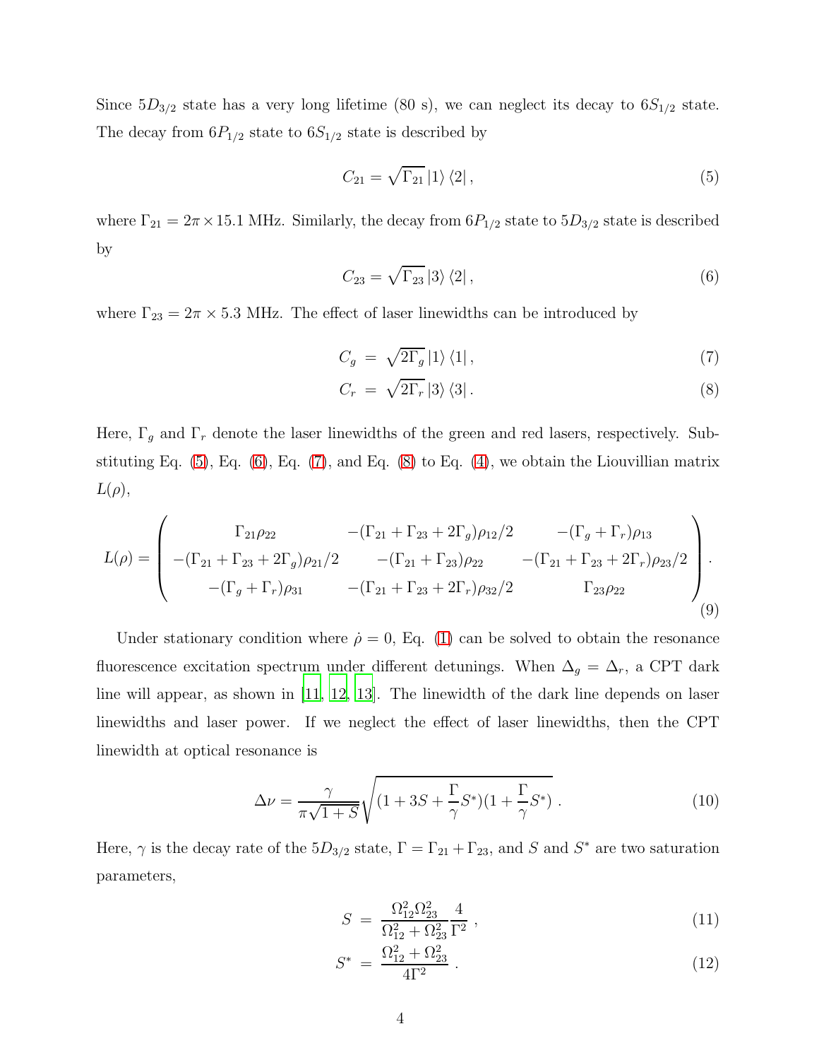Since $5D_{3/2}$ state has a very long lifetime (80 s), we can neglect its decay to $6S_{1/2}$ state. The decay from $6P_{1/2}$ state to $6S_{1/2}$ state is described by

$$C_{21} = \sqrt{\Gamma_{21}} \left|1\right\rangle \left\langle 2\right| , \tag{5}$$

where $\Gamma_{21} = 2\pi \times 15.1$ MHz. Similarly, the decay from $6P_{1/2}$ state to $5D_{3/2}$ state is described by

$$C_{23} = \sqrt{\Gamma_{23}} \left|3\right\rangle \left\langle 2\right| , \tag{6}$$

where $\Gamma_{23} = 2\pi \times 5.3$ MHz. The effect of laser linewidths can be introduced by

$$C_g \;=\; \sqrt{2\Gamma_g} \left|1\right\rangle \left\langle 1\right| , \tag{7}$$

$$C_r \;=\; \sqrt{2\Gamma_r} \left|3\right\rangle \left\langle 3\right| . \tag{8}$$

Here, $\Gamma_g$ and $\Gamma_r$ denote the laser linewidths of the green and red lasers, respectively. Substituting Eq. (5), Eq. (6), Eq. (7), and Eq. (8) to Eq. (4), we obtain the Liouvillian matrix $L(\rho)$,

$$L(\rho) = \begin{pmatrix} \Gamma_{21}\rho_{22} & -(\Gamma_{21}+\Gamma_{23}+2\Gamma_g)\rho_{12}/2 & -(\Gamma_g+\Gamma_r)\rho_{13} \\ -(\Gamma_{21}+\Gamma_{23}+2\Gamma_g)\rho_{21}/2 & -(\Gamma_{21}+\Gamma_{23})\rho_{22} & -(\Gamma_{21}+\Gamma_{23}+2\Gamma_r)\rho_{23}/2 \\ -(\Gamma_g+\Gamma_r)\rho_{31} & -(\Gamma_{21}+\Gamma_{23}+2\Gamma_r)\rho_{32}/2 & \Gamma_{23}\rho_{22} \end{pmatrix} . \tag{9}$$

Under stationary condition where $\dot{\rho} = 0$, Eq. (1) can be solved to obtain the resonance fluorescence excitation spectrum under different detunings. When $\Delta_g = \Delta_r$, a CPT dark line will appear, as shown in [11, 12, 13]. The linewidth of the dark line depends on laser linewidths and laser power. If we neglect the effect of laser linewidths, then the CPT linewidth at optical resonance is

$$\Delta\nu = \frac{\gamma}{\pi\sqrt{1+S}}\sqrt{(1+3S+\frac{\Gamma}{\gamma}S^*)(1+\frac{\Gamma}{\gamma}S^*)} \; . \tag{10}$$

Here, $\gamma$ is the decay rate of the $5D_{3/2}$ state, $\Gamma = \Gamma_{21} + \Gamma_{23}$, and $S$ and $S^*$ are two saturation parameters,

$$S \;=\; \frac{\Omega_{12}^2\Omega_{23}^2}{\Omega_{12}^2+\Omega_{23}^2}\frac{4}{\Gamma^2} \; , \tag{11}$$

$$S^* \;=\; \frac{\Omega_{12}^2+\Omega_{23}^2}{4\Gamma^2} \; . \tag{12}$$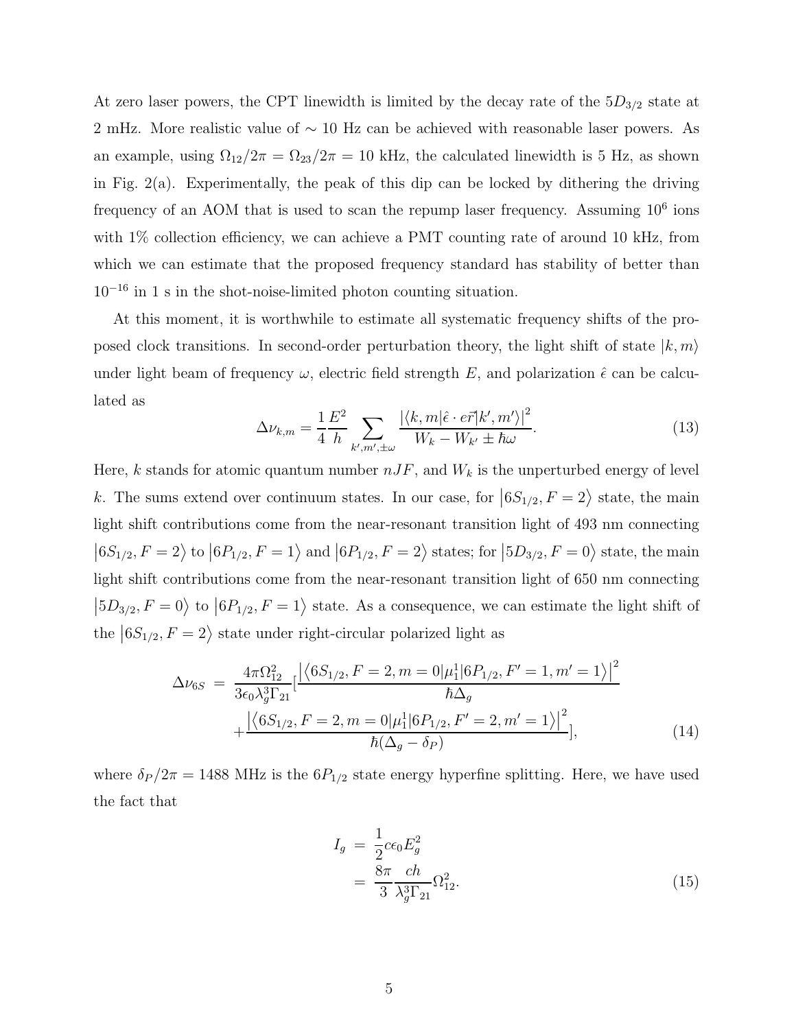At zero laser powers, the CPT linewidth is limited by the decay rate of the $5D_{3/2}$ state at 2 mHz. More realistic value of $\sim 10$ Hz can be achieved with reasonable laser powers. As an example, using $\Omega_{12}/2\pi = \Omega_{23}/2\pi = 10$ kHz, the calculated linewidth is 5 Hz, as shown in Fig. 2(a). Experimentally, the peak of this dip can be locked by dithering the driving frequency of an AOM that is used to scan the repump laser frequency. Assuming $10^6$ ions with 1% collection efficiency, we can achieve a PMT counting rate of around 10 kHz, from which we can estimate that the proposed frequency standard has stability of better than $10^{-16}$ in 1 s in the shot-noise-limited photon counting situation.

At this moment, it is worthwhile to estimate all systematic frequency shifts of the proposed clock transitions. In second-order perturbation theory, the light shift of state $|k,m\rangle$ under light beam of frequency $\omega$, electric field strength $E$, and polarization $\hat{\epsilon}$ can be calculated as

$$\Delta\nu_{k,m} = \frac{1}{4}\frac{E^2}{h}\sum_{k',m',\pm\omega}\frac{|\langle k,m|\hat{\epsilon}\cdot e\vec{r}|k',m'\rangle|^2}{W_k - W_{k'} \pm \hbar\omega}. \tag{13}$$

Here, $k$ stands for atomic quantum number $nJF$, and $W_k$ is the unperturbed energy of level $k$. The sums extend over continuum states. In our case, for $|6S_{1/2}, F=2\rangle$ state, the main light shift contributions come from the near-resonant transition light of 493 nm connecting $|6S_{1/2}, F=2\rangle$ to $|6P_{1/2}, F=1\rangle$ and $|6P_{1/2}, F=2\rangle$ states; for $|5D_{3/2}, F=0\rangle$ state, the main light shift contributions come from the near-resonant transition light of 650 nm connecting $|5D_{3/2}, F=0\rangle$ to $|6P_{1/2}, F=1\rangle$ state. As a consequence, we can estimate the light shift of the $|6S_{1/2}, F=2\rangle$ state under right-circular polarized light as

$$\begin{aligned}\Delta\nu_{6S} \; = \; & \frac{4\pi\Omega_{12}^2}{3\epsilon_0\lambda_g^3\Gamma_{21}}\Big[\frac{\left|\langle 6S_{1/2}, F=2, m=0|\mu_1^1|6P_{1/2}, F'=1, m'=1\rangle\right|^2}{\hbar\Delta_g} \\ & + \frac{\left|\langle 6S_{1/2}, F=2, m=0|\mu_1^1|6P_{1/2}, F'=2, m'=1\rangle\right|^2}{\hbar(\Delta_g - \delta_P)}\Big],\end{aligned} \tag{14}$$

where $\delta_P/2\pi = 1488$ MHz is the $6P_{1/2}$ state energy hyperfine splitting. Here, we have used the fact that

$$\begin{aligned}I_g \; &= \; \frac{1}{2}c\epsilon_0 E_g^2 \\ &= \; \frac{8\pi}{3}\frac{ch}{\lambda_g^3\Gamma_{21}}\Omega_{12}^2.\end{aligned} \tag{15}$$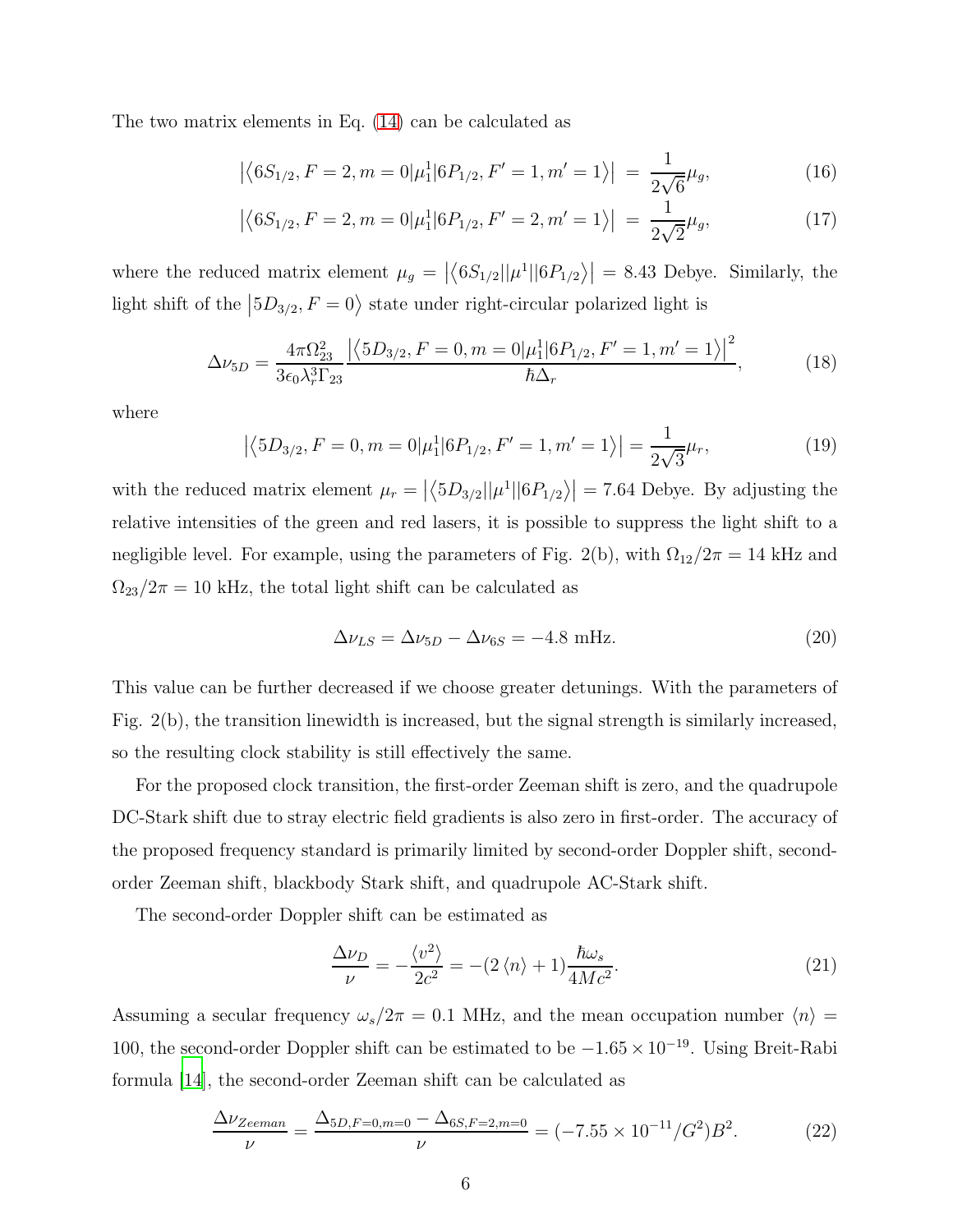The two matrix elements in Eq. (14) can be calculated as

$$\left|\left\langle 6S_{1/2}, F=2, m=0|\mu_1^1|6P_{1/2}, F'=1, m'=1\right\rangle\right| = \frac{1}{2\sqrt{6}}\mu_g, \tag{16}$$

$$\left|\left\langle 6S_{1/2}, F=2, m=0|\mu_1^1|6P_{1/2}, F'=2, m'=1\right\rangle\right| = \frac{1}{2\sqrt{2}}\mu_g, \tag{17}$$

where the reduced matrix element $\mu_g = \left|\left\langle 6S_{1/2}||\mu^1||6P_{1/2}\right\rangle\right| = 8.43$ Debye. Similarly, the light shift of the $\left|5D_{3/2}, F=0\right\rangle$ state under right-circular polarized light is

$$\Delta\nu_{5D} = \frac{4\pi\Omega_{23}^2}{3\epsilon_0\lambda_r^3\Gamma_{23}}\frac{\left|\left\langle 5D_{3/2}, F=0, m=0|\mu_1^1|6P_{1/2}, F'=1, m'=1\right\rangle\right|^2}{\hbar\Delta_r}, \tag{18}$$

where

$$\left|\left\langle 5D_{3/2}, F=0, m=0|\mu_1^1|6P_{1/2}, F'=1, m'=1\right\rangle\right| = \frac{1}{2\sqrt{3}}\mu_r, \tag{19}$$

with the reduced matrix element $\mu_r = \left|\left\langle 5D_{3/2}||\mu^1||6P_{1/2}\right\rangle\right| = 7.64$ Debye. By adjusting the relative intensities of the green and red lasers, it is possible to suppress the light shift to a negligible level. For example, using the parameters of Fig. 2(b), with $\Omega_{12}/2\pi = 14$ kHz and $\Omega_{23}/2\pi = 10$ kHz, the total light shift can be calculated as

$$\Delta\nu_{LS} = \Delta\nu_{5D} - \Delta\nu_{6S} = -4.8 \text{ mHz}. \tag{20}$$

This value can be further decreased if we choose greater detunings. With the parameters of Fig. 2(b), the transition linewidth is increased, but the signal strength is similarly increased, so the resulting clock stability is still effectively the same.

For the proposed clock transition, the first-order Zeeman shift is zero, and the quadrupole DC-Stark shift due to stray electric field gradients is also zero in first-order. The accuracy of the proposed frequency standard is primarily limited by second-order Doppler shift, second-order Zeeman shift, blackbody Stark shift, and quadrupole AC-Stark shift.

The second-order Doppler shift can be estimated as

$$\frac{\Delta\nu_D}{\nu} = -\frac{\langle v^2\rangle}{2c^2} = -(2\langle n\rangle + 1)\frac{\hbar\omega_s}{4Mc^2}. \tag{21}$$

Assuming a secular frequency $\omega_s/2\pi = 0.1$ MHz, and the mean occupation number $\langle n\rangle = 100$, the second-order Doppler shift can be estimated to be $-1.65\times10^{-19}$. Using Breit-Rabi formula [14], the second-order Zeeman shift can be calculated as

$$\frac{\Delta\nu_{Zeeman}}{\nu} = \frac{\Delta_{5D,F=0,m=0} - \Delta_{6S,F=2,m=0}}{\nu} = (-7.55\times10^{-11}/G^2)B^2. \tag{22}$$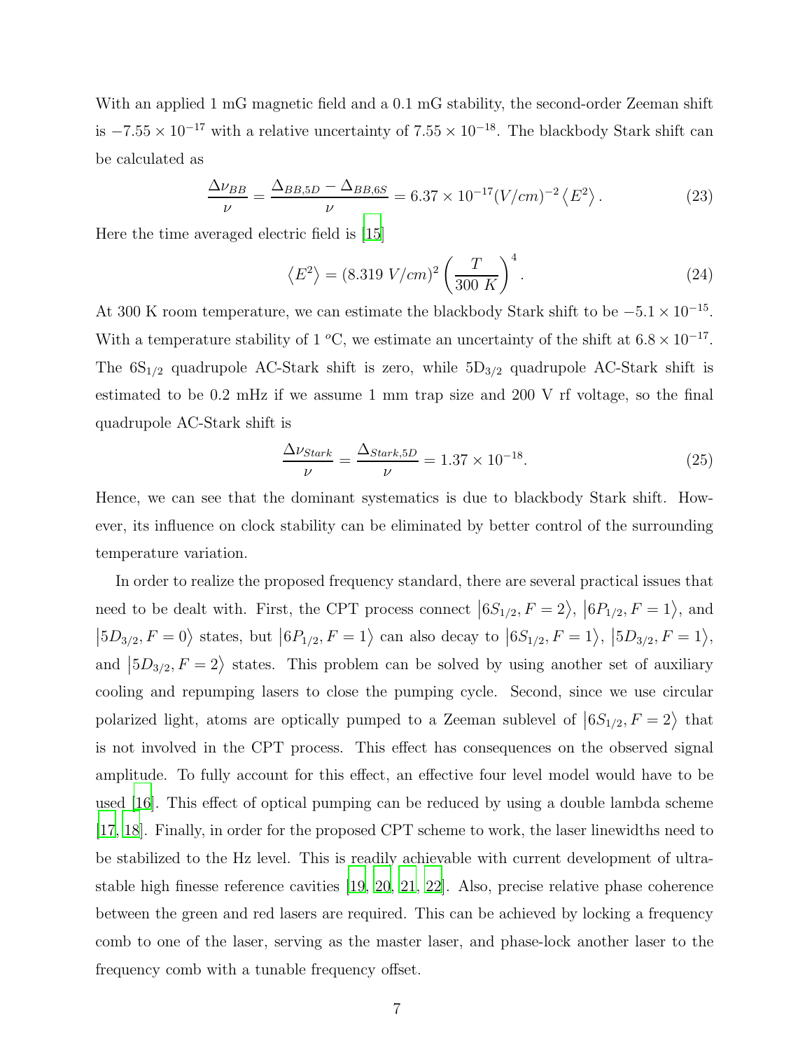With an applied 1 mG magnetic field and a 0.1 mG stability, the second-order Zeeman shift is $-7.55 \times 10^{-17}$ with a relative uncertainty of $7.55 \times 10^{-18}$. The blackbody Stark shift can be calculated as

$$\frac{\Delta\nu_{BB}}{\nu} = \frac{\Delta_{BB,5D} - \Delta_{BB,6S}}{\nu} = 6.37 \times 10^{-17} (V/cm)^{-2} \left\langle E^2 \right\rangle . \tag{23}$$

Here the time averaged electric field is [15]

$$\left\langle E^2 \right\rangle = (8.319\ V/cm)^2 \left( \frac{T}{300\ K} \right)^4 . \tag{24}$$

At 300 K room temperature, we can estimate the blackbody Stark shift to be $-5.1 \times 10^{-15}$. With a temperature stability of 1 $^o$C, we estimate an uncertainty of the shift at $6.8 \times 10^{-17}$. The $6S_{1/2}$ quadrupole AC-Stark shift is zero, while $5D_{3/2}$ quadrupole AC-Stark shift is estimated to be 0.2 mHz if we assume 1 mm trap size and 200 V rf voltage, so the final quadrupole AC-Stark shift is

$$\frac{\Delta\nu_{Stark}}{\nu} = \frac{\Delta_{Stark,5D}}{\nu} = 1.37 \times 10^{-18} . \tag{25}$$

Hence, we can see that the dominant systematics is due to blackbody Stark shift. However, its influence on clock stability can be eliminated by better control of the surrounding temperature variation.

In order to realize the proposed frequency standard, there are several practical issues that need to be dealt with. First, the CPT process connect $\left|6S_{1/2}, F=2\right\rangle$, $\left|6P_{1/2}, F=1\right\rangle$, and $\left|5D_{3/2}, F=0\right\rangle$ states, but $\left|6P_{1/2}, F=1\right\rangle$ can also decay to $\left|6S_{1/2}, F=1\right\rangle$, $\left|5D_{3/2}, F=1\right\rangle$, and $\left|5D_{3/2}, F=2\right\rangle$ states. This problem can be solved by using another set of auxiliary cooling and repumping lasers to close the pumping cycle. Second, since we use circular polarized light, atoms are optically pumped to a Zeeman sublevel of $\left|6S_{1/2}, F=2\right\rangle$ that is not involved in the CPT process. This effect has consequences on the observed signal amplitude. To fully account for this effect, an effective four level model would have to be used [16]. This effect of optical pumping can be reduced by using a double lambda scheme [17, 18]. Finally, in order for the proposed CPT scheme to work, the laser linewidths need to be stabilized to the Hz level. This is readily achievable with current development of ultra-stable high finesse reference cavities [19, 20, 21, 22]. Also, precise relative phase coherence between the green and red lasers are required. This can be achieved by locking a frequency comb to one of the laser, serving as the master laser, and phase-lock another laser to the frequency comb with a tunable frequency offset.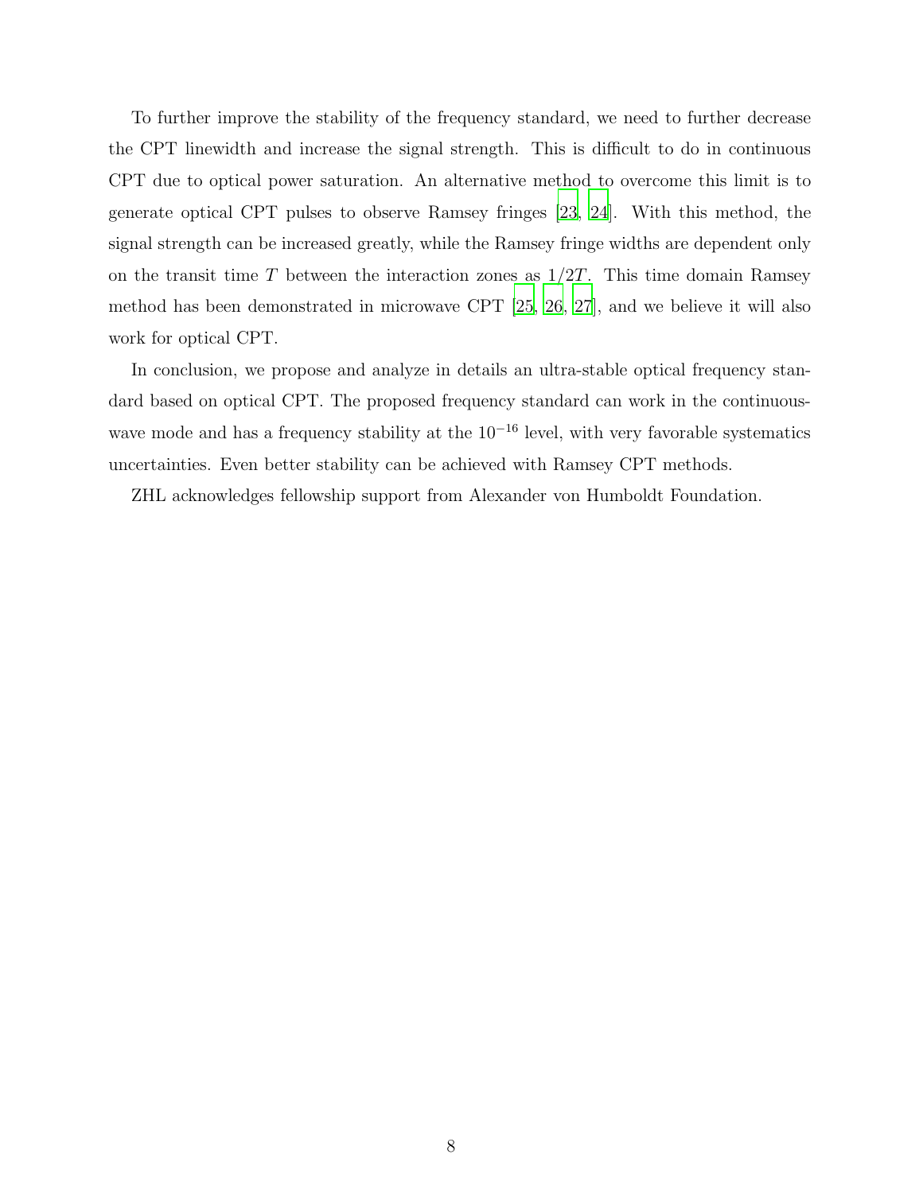To further improve the stability of the frequency standard, we need to further decrease the CPT linewidth and increase the signal strength. This is difficult to do in continuous CPT due to optical power saturation. An alternative method to overcome this limit is to generate optical CPT pulses to observe Ramsey fringes [23, 24]. With this method, the signal strength can be increased greatly, while the Ramsey fringe widths are dependent only on the transit time $T$ between the interaction zones as $1/2T$. This time domain Ramsey method has been demonstrated in microwave CPT [25, 26, 27], and we believe it will also work for optical CPT.

In conclusion, we propose and analyze in details an ultra-stable optical frequency standard based on optical CPT. The proposed frequency standard can work in the continuous-wave mode and has a frequency stability at the $10^{-16}$ level, with very favorable systematics uncertainties. Even better stability can be achieved with Ramsey CPT methods.

ZHL acknowledges fellowship support from Alexander von Humboldt Foundation.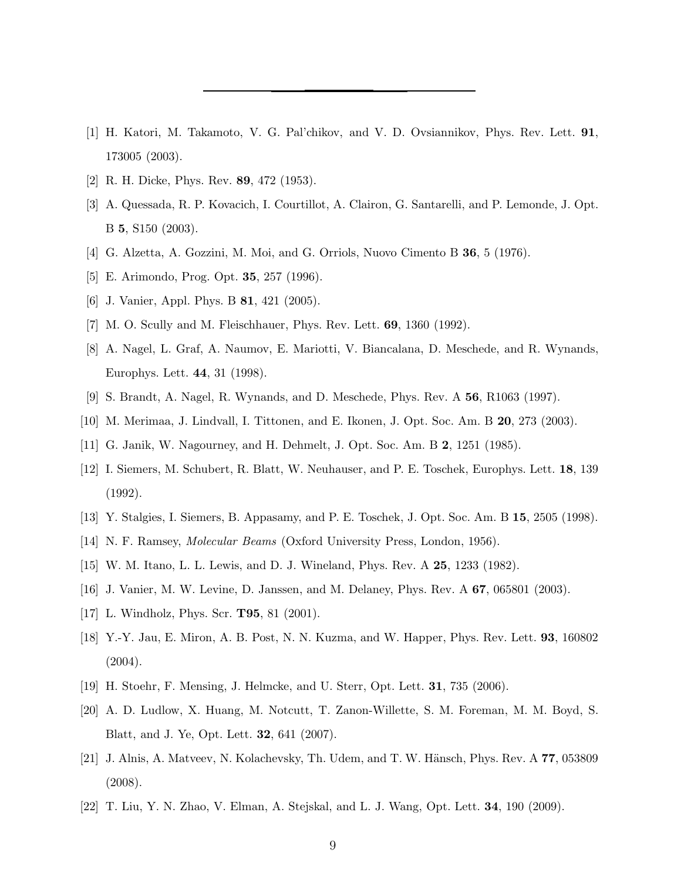[1] H. Katori, M. Takamoto, V. G. Pal'chikov, and V. D. Ovsiannikov, Phys. Rev. Lett. **91**, 173005 (2003).

[2] R. H. Dicke, Phys. Rev. **89**, 472 (1953).

[3] A. Quessada, R. P. Kovacich, I. Courtillot, A. Clairon, G. Santarelli, and P. Lemonde, J. Opt. B **5**, S150 (2003).

[4] G. Alzetta, A. Gozzini, M. Moi, and G. Orriols, Nuovo Cimento B **36**, 5 (1976).

[5] E. Arimondo, Prog. Opt. **35**, 257 (1996).

[6] J. Vanier, Appl. Phys. B **81**, 421 (2005).

[7] M. O. Scully and M. Fleischhauer, Phys. Rev. Lett. **69**, 1360 (1992).

[8] A. Nagel, L. Graf, A. Naumov, E. Mariotti, V. Biancalana, D. Meschede, and R. Wynands, Europhys. Lett. **44**, 31 (1998).

[9] S. Brandt, A. Nagel, R. Wynands, and D. Meschede, Phys. Rev. A **56**, R1063 (1997).

[10] M. Merimaa, J. Lindvall, I. Tittonen, and E. Ikonen, J. Opt. Soc. Am. B **20**, 273 (2003).

[11] G. Janik, W. Nagourney, and H. Dehmelt, J. Opt. Soc. Am. B **2**, 1251 (1985).

[12] I. Siemers, M. Schubert, R. Blatt, W. Neuhauser, and P. E. Toschek, Europhys. Lett. **18**, 139 (1992).

[13] Y. Stalgies, I. Siemers, B. Appasamy, and P. E. Toschek, J. Opt. Soc. Am. B **15**, 2505 (1998).

[14] N. F. Ramsey, *Molecular Beams* (Oxford University Press, London, 1956).

[15] W. M. Itano, L. L. Lewis, and D. J. Wineland, Phys. Rev. A **25**, 1233 (1982).

[16] J. Vanier, M. W. Levine, D. Janssen, and M. Delaney, Phys. Rev. A **67**, 065801 (2003).

[17] L. Windholz, Phys. Scr. **T95**, 81 (2001).

[18] Y.-Y. Jau, E. Miron, A. B. Post, N. N. Kuzma, and W. Happer, Phys. Rev. Lett. **93**, 160802 (2004).

[19] H. Stoehr, F. Mensing, J. Helmcke, and U. Sterr, Opt. Lett. **31**, 735 (2006).

[20] A. D. Ludlow, X. Huang, M. Notcutt, T. Zanon-Willette, S. M. Foreman, M. M. Boyd, S. Blatt, and J. Ye, Opt. Lett. **32**, 641 (2007).

[21] J. Alnis, A. Matveev, N. Kolachevsky, Th. Udem, and T. W. Hänsch, Phys. Rev. A **77**, 053809 (2008).

[22] T. Liu, Y. N. Zhao, V. Elman, A. Stejskal, and L. J. Wang, Opt. Lett. **34**, 190 (2009).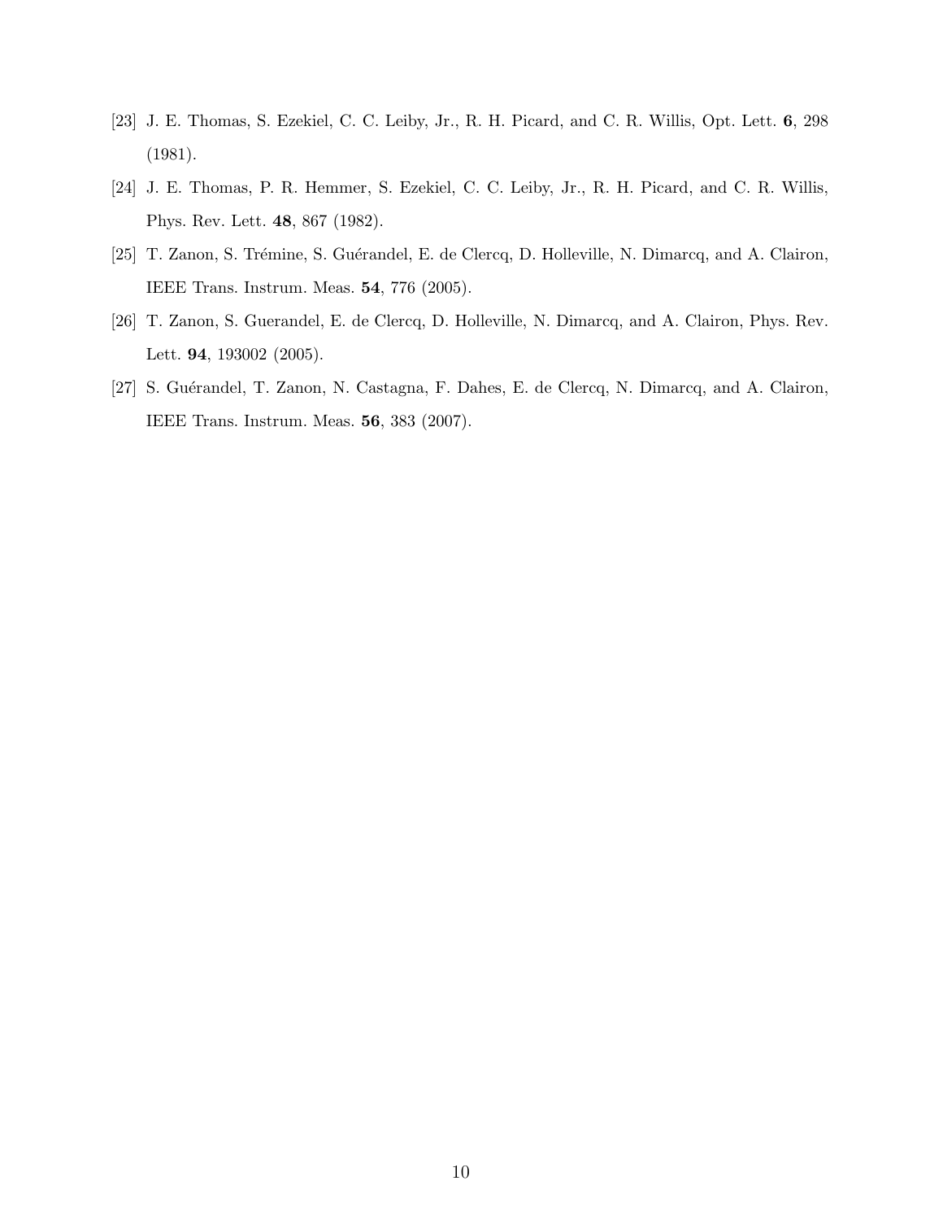[23] J. E. Thomas, S. Ezekiel, C. C. Leiby, Jr., R. H. Picard, and C. R. Willis, Opt. Lett. **6**, 298 (1981).

[24] J. E. Thomas, P. R. Hemmer, S. Ezekiel, C. C. Leiby, Jr., R. H. Picard, and C. R. Willis, Phys. Rev. Lett. **48**, 867 (1982).

[25] T. Zanon, S. Trémine, S. Guérandel, E. de Clercq, D. Holleville, N. Dimarcq, and A. Clairon, IEEE Trans. Instrum. Meas. **54**, 776 (2005).

[26] T. Zanon, S. Guerandel, E. de Clercq, D. Holleville, N. Dimarcq, and A. Clairon, Phys. Rev. Lett. **94**, 193002 (2005).

[27] S. Guérandel, T. Zanon, N. Castagna, F. Dahes, E. de Clercq, N. Dimarcq, and A. Clairon, IEEE Trans. Instrum. Meas. **56**, 383 (2007).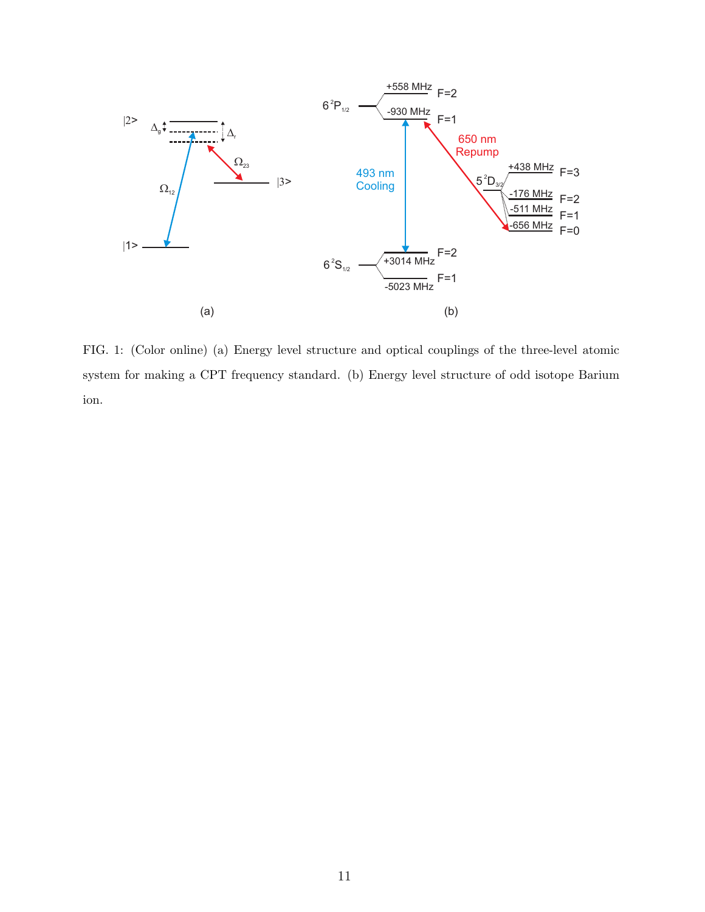FIG. 1: (Color online) (a) Energy level structure and optical couplings of the three-level atomic system for making a CPT frequency standard. (b) Energy level structure of odd isotope Barium ion.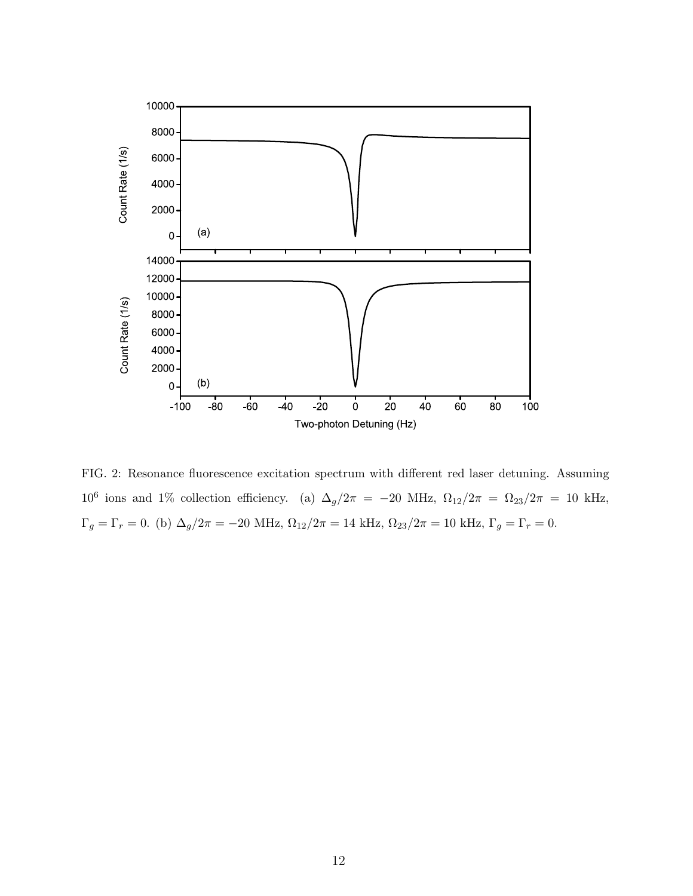10000

8000

6000

4000

2000

0

(a)

Count Rate (1/s)

14000

12000

10000

8000

6000

4000

2000

0

(b)

Count Rate (1/s)

-100 -80 -60 -40 -20 0 20 40 60 80 100

Two-photon Detuning (Hz)

FIG. 2: Resonance fluorescence excitation spectrum with different red laser detuning. Assuming $10^6$ ions and 1% collection efficiency. (a) $\Delta_g/2\pi = -20$ MHz, $\Omega_{12}/2\pi = \Omega_{23}/2\pi = 10$ kHz, $\Gamma_g = \Gamma_r = 0$. (b) $\Delta_g/2\pi = -20$ MHz, $\Omega_{12}/2\pi = 14$ kHz, $\Omega_{23}/2\pi = 10$ kHz, $\Gamma_g = \Gamma_r = 0$.